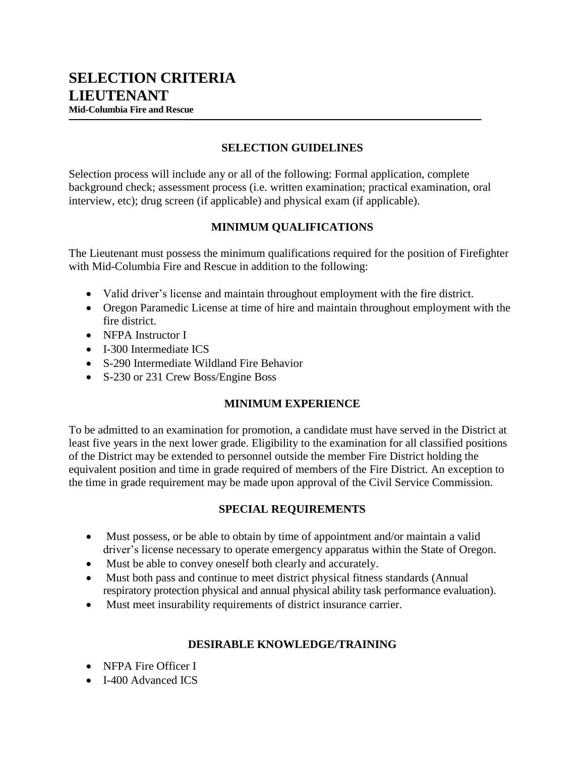# SELECTION CRITERIA
# LIEUTENANT

**Mid-Columbia Fire and Rescue**

---

## SELECTION GUIDELINES

Selection process will include any or all of the following: Formal application, complete background check; assessment process (i.e. written examination; practical examination, oral interview, etc); drug screen (if applicable) and physical exam (if applicable).

## MINIMUM QUALIFICATIONS

The Lieutenant must possess the minimum qualifications required for the position of Firefighter with Mid-Columbia Fire and Rescue in addition to the following:

- Valid driver's license and maintain throughout employment with the fire district.
- Oregon Paramedic License at time of hire and maintain throughout employment with the fire district.
- NFPA Instructor I
- I-300 Intermediate ICS
- S-290 Intermediate Wildland Fire Behavior
- S-230 or 231 Crew Boss/Engine Boss

## MINIMUM EXPERIENCE

To be admitted to an examination for promotion, a candidate must have served in the District at least five years in the next lower grade. Eligibility to the examination for all classified positions of the District may be extended to personnel outside the member Fire District holding the equivalent position and time in grade required of members of the Fire District. An exception to the time in grade requirement may be made upon approval of the Civil Service Commission.

## SPECIAL REQUIREMENTS

- Must possess, or be able to obtain by time of appointment and/or maintain a valid driver's license necessary to operate emergency apparatus within the State of Oregon.
- Must be able to convey oneself both clearly and accurately.
- Must both pass and continue to meet district physical fitness standards (Annual respiratory protection physical and annual physical ability task performance evaluation).
- Must meet insurability requirements of district insurance carrier.

## DESIRABLE KNOWLEDGE/TRAINING

- NFPA Fire Officer I
- I-400 Advanced ICS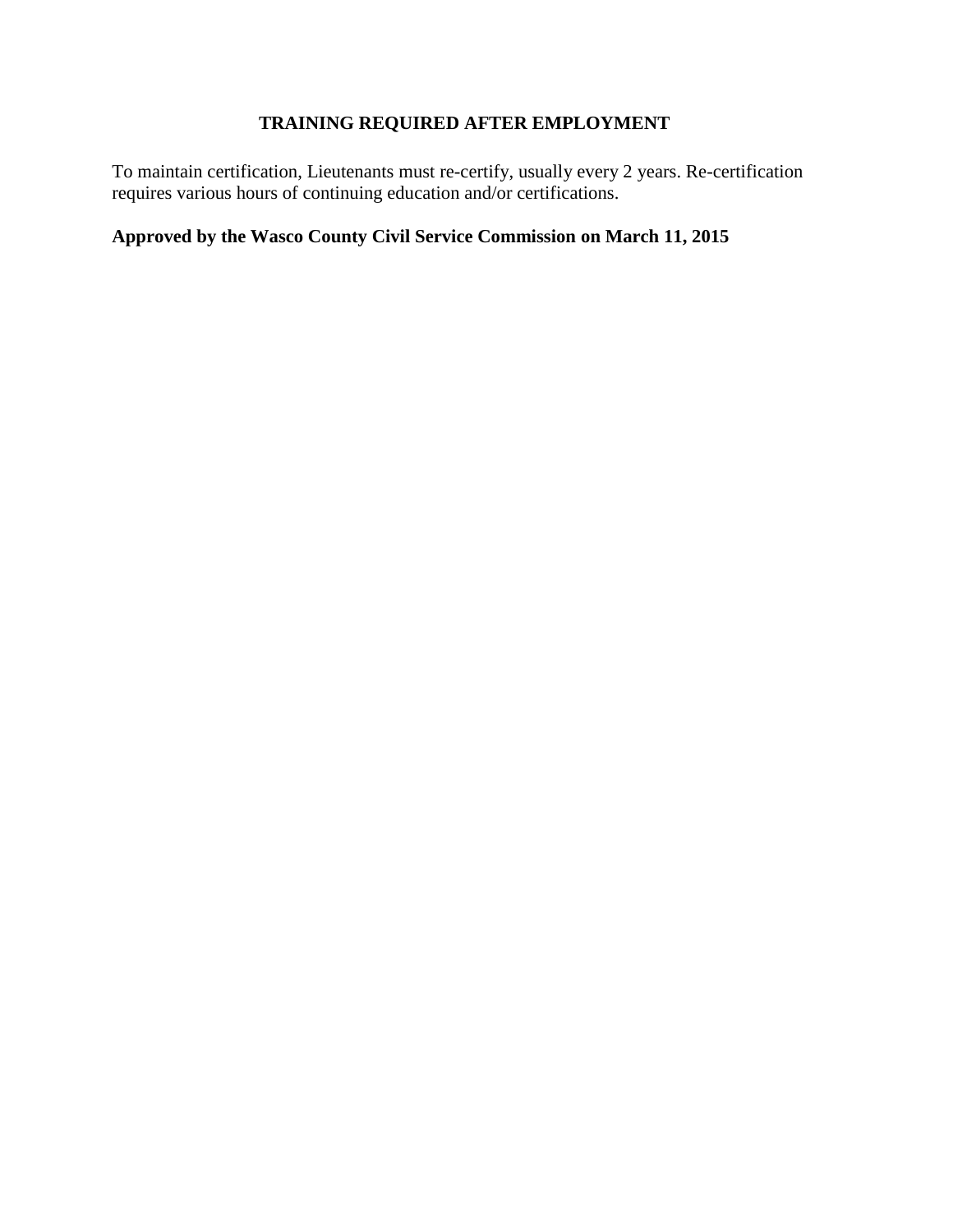## TRAINING REQUIRED AFTER EMPLOYMENT

To maintain certification, Lieutenants must re-certify, usually every 2 years. Re-certification requires various hours of continuing education and/or certifications.

**Approved by the Wasco County Civil Service Commission on March 11, 2015**